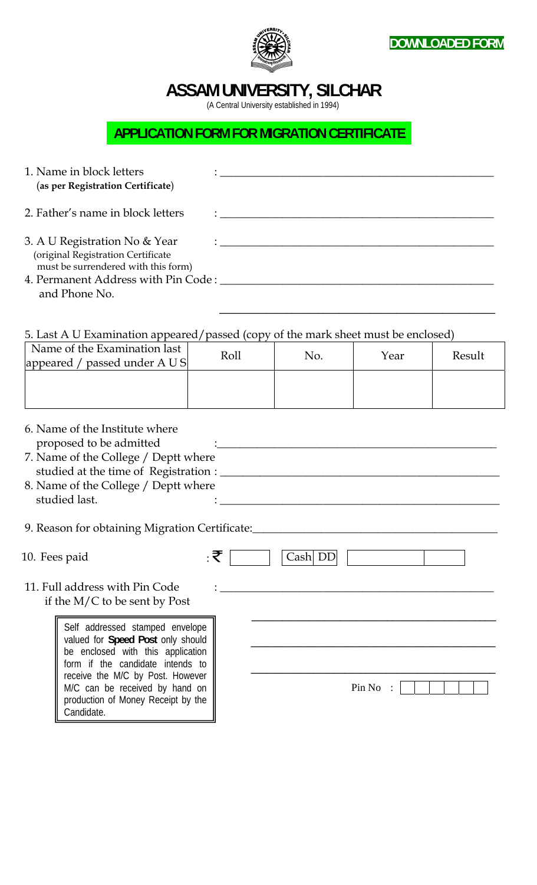DOWNLOADED FORM

# ASSAM UNIVERSITY, SILCHAR

(A Central University established in 1994)

## APPLICATION FORM FOR MIGRATION CERTIFICATE

1. Name in block letters (**as per Registration Certificate**) : ______________________________

2. Father's name in block letters : ______________________________

3. A U Registration No & Year (original Registration Certificate must be surrendered with this form) : ______________________________

4. Permanent Address with Pin Code and Phone No. : ______________________________

   ______________________________

5. Last A U Examination appeared/passed (copy of the mark sheet must be enclosed)

| Name of the Examination last appeared / passed under A U S | Roll | No. | Year | Result |
|---|---|---|---|---|
| | | | | |

6. Name of the Institute where proposed to be admitted : ______________________________

7. Name of the College / Deptt where studied at the time of Registration : ______________________________

8. Name of the College / Deptt where studied last. : ______________________________

9. Reason for obtaining Migration Certificate: ______________________________

10. Fees paid : ₹ [ ] Cash DD [ ] [ ]

11. Full address with Pin Code if the M/C to be sent by Post : ______________________________

    ______________________________

    ______________________________

    ______________________________

    Pin No : [ ][ ][ ][ ][ ][ ]

> Self addressed stamped envelope valued for **Speed Post** only should be enclosed with this application form if the candidate intends to receive the M/C by Post. However M/C can be received by hand on production of Money Receipt by the Candidate.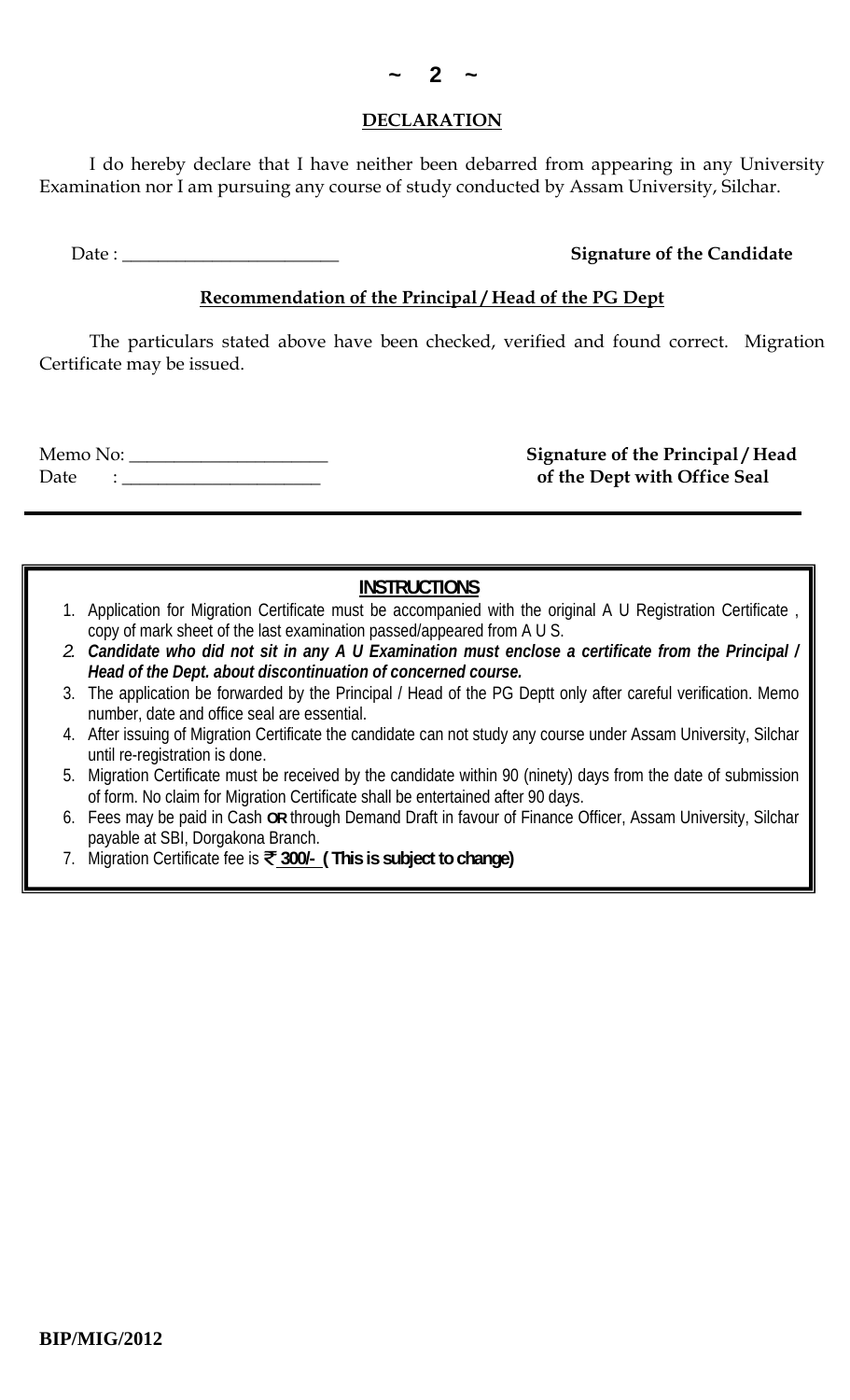## DECLARATION

I do hereby declare that I have neither been debarred from appearing in any University Examination nor I am pursuing any course of study conducted by Assam University, Silchar.

Date : ________________________ **Signature of the Candidate**

## Recommendation of the Principal / Head of the PG Dept

The particulars stated above have been checked, verified and found correct. Migration Certificate may be issued.

Memo No: ______________________

Date : ______________________

**Signature of the Principal / Head of the Dept with Office Seal**

---

## INSTRUCTIONS

1. Application for Migration Certificate must be accompanied with the original A U Registration Certificate , copy of mark sheet of the last examination passed/appeared from A U S.
2. ***Candidate who did not sit in any A U Examination must enclose a certificate from the Principal / Head of the Dept. about discontinuation of concerned course.***
3. The application be forwarded by the Principal / Head of the PG Deptt only after careful verification. Memo number, date and office seal are essential.
4. After issuing of Migration Certificate the candidate can not study any course under Assam University, Silchar until re-registration is done.
5. Migration Certificate must be received by the candidate within 90 (ninety) days from the date of submission of form. No claim for Migration Certificate shall be entertained after 90 days.
6. Fees may be paid in Cash **OR** through Demand Draft in favour of Finance Officer, Assam University, Silchar payable at SBI, Dorgakona Branch.
7. Migration Certificate fee is **₹ 300/- ( This is subject to change)**

BIP/MIG/2012